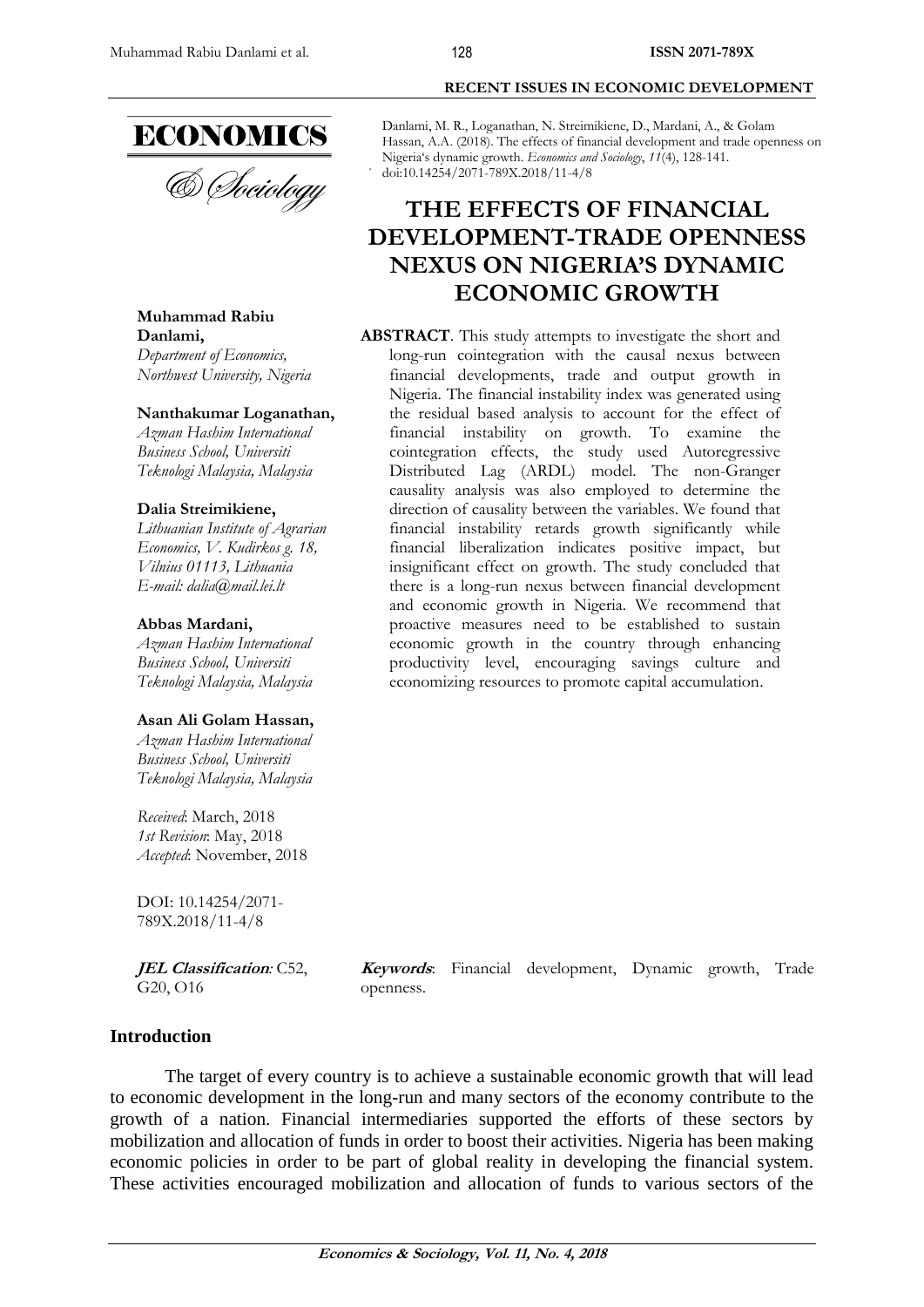ECONOMICS

& Sociology

Danlami, M. R., Loganathan, N. Streimikiene, D., Mardani, A., & Golam Hassan, A.A. (2018). The effects of financial development and trade openness on Nigeria's dynamic growth. *Economics and Sociology*, *11*(4), 128-141. doi:10.14254/2071-789X.2018/11-4/8

# THE EFFECTS OF FINANCIAL DEVELOPMENT-TRADE OPENNESS NEXUS ON NIGERIA'S DYNAMIC ECONOMIC GROWTH

**Muhammad Rabiu Danlami,**
*Department of Economics, Northwest University, Nigeria*

**Nanthakumar Loganathan,**
*Azman Hashim International Business School, Universiti Teknologi Malaysia, Malaysia*

**Dalia Streimikiene,**
*Lithuanian Institute of Agrarian Economics, V. Kudirkos g. 18, Vilnius 01113, Lithuania*
*E-mail: dalia@mail.lei.lt*

**Abbas Mardani,**
*Azman Hashim International Business School, Universiti Teknologi Malaysia, Malaysia*

**Asan Ali Golam Hassan,**
*Azman Hashim International Business School, Universiti Teknologi Malaysia, Malaysia*

*Received*: March, 2018
*1st Revision*: May, 2018
*Accepted*: November, 2018

DOI: 10.14254/2071-789X.2018/11-4/8

***JEL Classification:*** C52, G20, O16

**ABSTRACT**. This study attempts to investigate the short and long-run cointegration with the causal nexus between financial developments, trade and output growth in Nigeria. The financial instability index was generated using the residual based analysis to account for the effect of financial instability on growth. To examine the cointegration effects, the study used Autoregressive Distributed Lag (ARDL) model. The non-Granger causality analysis was also employed to determine the direction of causality between the variables. We found that financial instability retards growth significantly while financial liberalization indicates positive impact, but insignificant effect on growth. The study concluded that there is a long-run nexus between financial development and economic growth in Nigeria. We recommend that proactive measures need to be established to sustain economic growth in the country through enhancing productivity level, encouraging savings culture and economizing resources to promote capital accumulation.

***Keywords***: Financial development, Dynamic growth, Trade openness.

## Introduction

The target of every country is to achieve a sustainable economic growth that will lead to economic development in the long-run and many sectors of the economy contribute to the growth of a nation. Financial intermediaries supported the efforts of these sectors by mobilization and allocation of funds in order to boost their activities. Nigeria has been making economic policies in order to be part of global reality in developing the financial system. These activities encouraged mobilization and allocation of funds to various sectors of the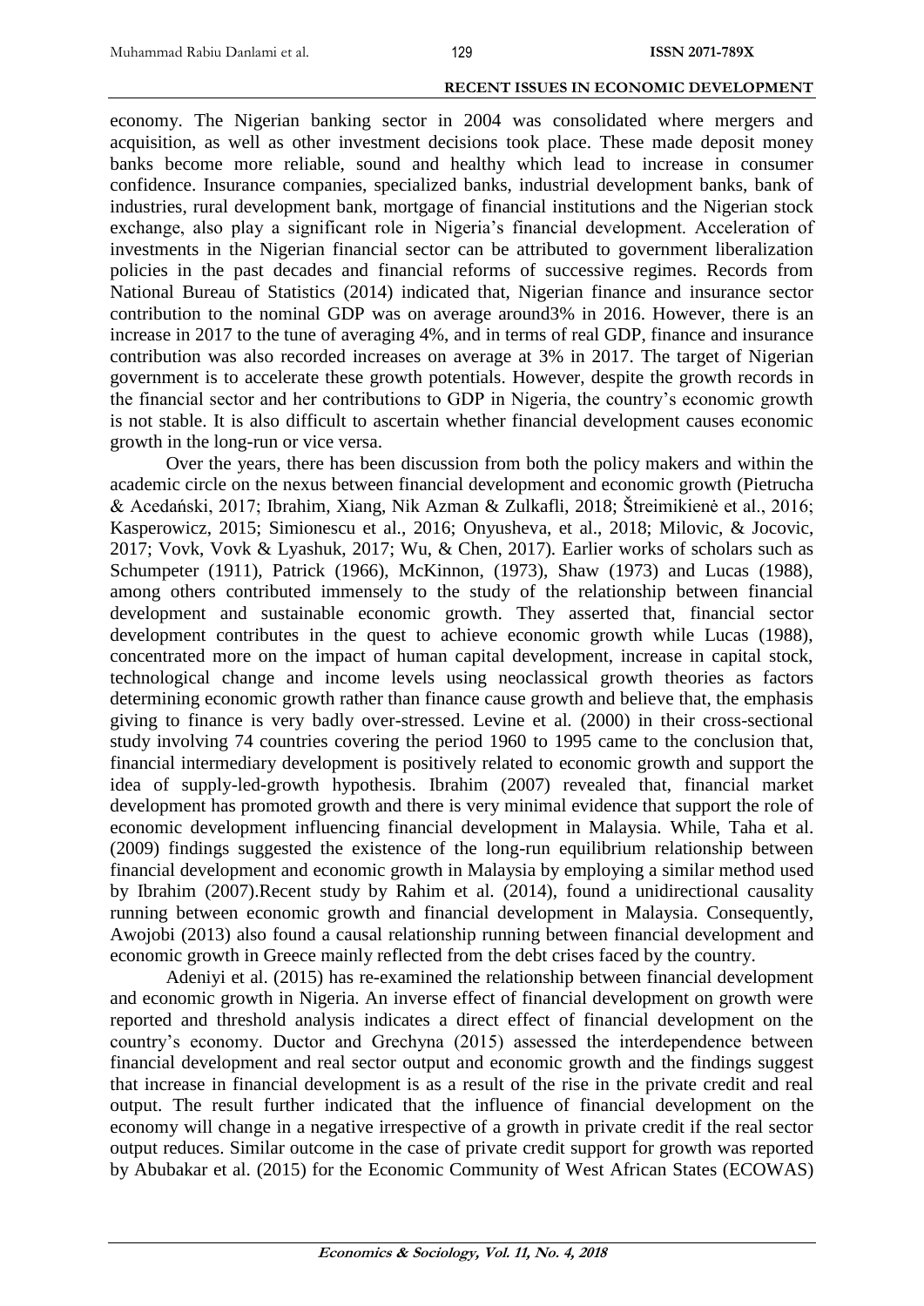economy. The Nigerian banking sector in 2004 was consolidated where mergers and acquisition, as well as other investment decisions took place. These made deposit money banks become more reliable, sound and healthy which lead to increase in consumer confidence. Insurance companies, specialized banks, industrial development banks, bank of industries, rural development bank, mortgage of financial institutions and the Nigerian stock exchange, also play a significant role in Nigeria's financial development. Acceleration of investments in the Nigerian financial sector can be attributed to government liberalization policies in the past decades and financial reforms of successive regimes. Records from National Bureau of Statistics (2014) indicated that, Nigerian finance and insurance sector contribution to the nominal GDP was on average around3% in 2016. However, there is an increase in 2017 to the tune of averaging 4%, and in terms of real GDP, finance and insurance contribution was also recorded increases on average at 3% in 2017. The target of Nigerian government is to accelerate these growth potentials. However, despite the growth records in the financial sector and her contributions to GDP in Nigeria, the country's economic growth is not stable. It is also difficult to ascertain whether financial development causes economic growth in the long-run or vice versa.

Over the years, there has been discussion from both the policy makers and within the academic circle on the nexus between financial development and economic growth (Pietrucha & Acedański, 2017; Ibrahim, Xiang, Nik Azman & Zulkafli, 2018; Štreimikienė et al., 2016; Kasperowicz, 2015; Simionescu et al., 2016; Onyusheva, et al., 2018; Milovic, & Jocovic, 2017; Vovk, Vovk & Lyashuk, 2017; Wu, & Chen, 2017). Earlier works of scholars such as Schumpeter (1911), Patrick (1966), McKinnon, (1973), Shaw (1973) and Lucas (1988), among others contributed immensely to the study of the relationship between financial development and sustainable economic growth. They asserted that, financial sector development contributes in the quest to achieve economic growth while Lucas (1988), concentrated more on the impact of human capital development, increase in capital stock, technological change and income levels using neoclassical growth theories as factors determining economic growth rather than finance cause growth and believe that, the emphasis giving to finance is very badly over-stressed. Levine et al. (2000) in their cross-sectional study involving 74 countries covering the period 1960 to 1995 came to the conclusion that, financial intermediary development is positively related to economic growth and support the idea of supply-led-growth hypothesis. Ibrahim (2007) revealed that, financial market development has promoted growth and there is very minimal evidence that support the role of economic development influencing financial development in Malaysia. While, Taha et al. (2009) findings suggested the existence of the long-run equilibrium relationship between financial development and economic growth in Malaysia by employing a similar method used by Ibrahim (2007).Recent study by Rahim et al. (2014), found a unidirectional causality running between economic growth and financial development in Malaysia. Consequently, Awojobi (2013) also found a causal relationship running between financial development and economic growth in Greece mainly reflected from the debt crises faced by the country.

Adeniyi et al. (2015) has re-examined the relationship between financial development and economic growth in Nigeria. An inverse effect of financial development on growth were reported and threshold analysis indicates a direct effect of financial development on the country's economy. Ductor and Grechyna (2015) assessed the interdependence between financial development and real sector output and economic growth and the findings suggest that increase in financial development is as a result of the rise in the private credit and real output. The result further indicated that the influence of financial development on the economy will change in a negative irrespective of a growth in private credit if the real sector output reduces. Similar outcome in the case of private credit support for growth was reported by Abubakar et al. (2015) for the Economic Community of West African States (ECOWAS)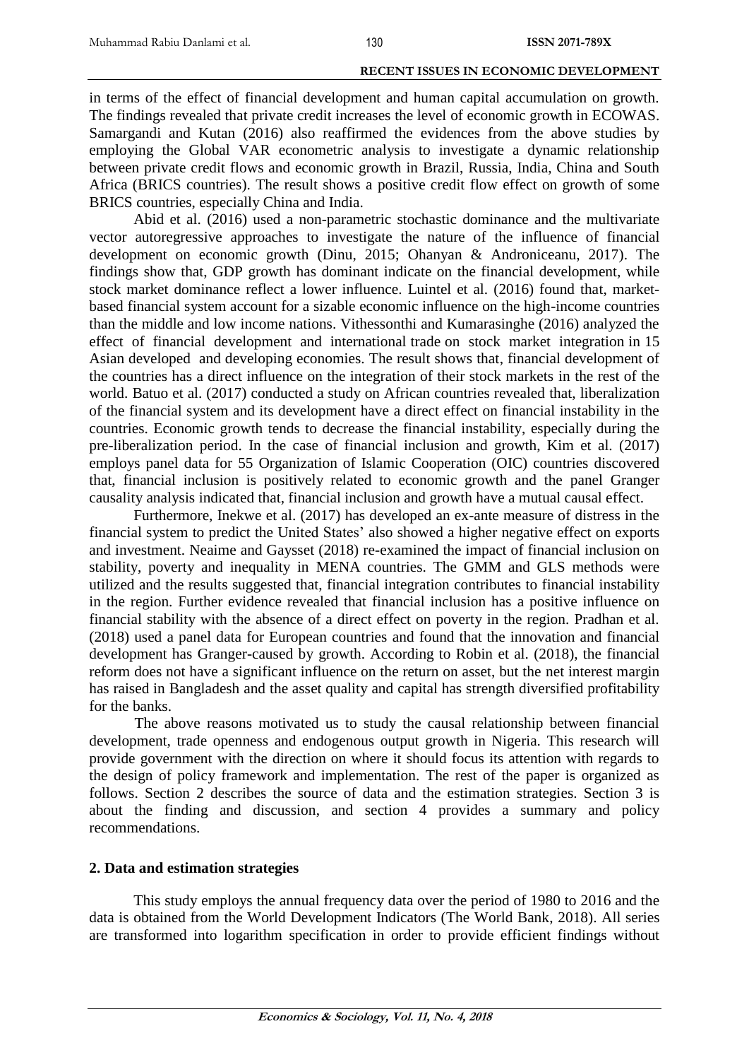in terms of the effect of financial development and human capital accumulation on growth. The findings revealed that private credit increases the level of economic growth in ECOWAS. Samargandi and Kutan (2016) also reaffirmed the evidences from the above studies by employing the Global VAR econometric analysis to investigate a dynamic relationship between private credit flows and economic growth in Brazil, Russia, India, China and South Africa (BRICS countries). The result shows a positive credit flow effect on growth of some BRICS countries, especially China and India.

Abid et al. (2016) used a non-parametric stochastic dominance and the multivariate vector autoregressive approaches to investigate the nature of the influence of financial development on economic growth (Dinu, 2015; Ohanyan & Androniceanu, 2017). The findings show that, GDP growth has dominant indicate on the financial development, while stock market dominance reflect a lower influence. Luintel et al. (2016) found that, market-based financial system account for a sizable economic influence on the high-income countries than the middle and low income nations. Vithessonthi and Kumarasinghe (2016) analyzed the effect of financial development and international trade on stock market integration in 15 Asian developed and developing economies. The result shows that, financial development of the countries has a direct influence on the integration of their stock markets in the rest of the world. Batuo et al. (2017) conducted a study on African countries revealed that, liberalization of the financial system and its development have a direct effect on financial instability in the countries. Economic growth tends to decrease the financial instability, especially during the pre-liberalization period. In the case of financial inclusion and growth, Kim et al. (2017) employs panel data for 55 Organization of Islamic Cooperation (OIC) countries discovered that, financial inclusion is positively related to economic growth and the panel Granger causality analysis indicated that, financial inclusion and growth have a mutual causal effect.

Furthermore, Inekwe et al. (2017) has developed an ex-ante measure of distress in the financial system to predict the United States' also showed a higher negative effect on exports and investment. Neaime and Gaysset (2018) re-examined the impact of financial inclusion on stability, poverty and inequality in MENA countries. The GMM and GLS methods were utilized and the results suggested that, financial integration contributes to financial instability in the region. Further evidence revealed that financial inclusion has a positive influence on financial stability with the absence of a direct effect on poverty in the region. Pradhan et al. (2018) used a panel data for European countries and found that the innovation and financial development has Granger-caused by growth. According to Robin et al. (2018), the financial reform does not have a significant influence on the return on asset, but the net interest margin has raised in Bangladesh and the asset quality and capital has strength diversified profitability for the banks.

The above reasons motivated us to study the causal relationship between financial development, trade openness and endogenous output growth in Nigeria. This research will provide government with the direction on where it should focus its attention with regards to the design of policy framework and implementation. The rest of the paper is organized as follows. Section 2 describes the source of data and the estimation strategies. Section 3 is about the finding and discussion, and section 4 provides a summary and policy recommendations.

## 2. Data and estimation strategies

This study employs the annual frequency data over the period of 1980 to 2016 and the data is obtained from the World Development Indicators (The World Bank, 2018). All series are transformed into logarithm specification in order to provide efficient findings without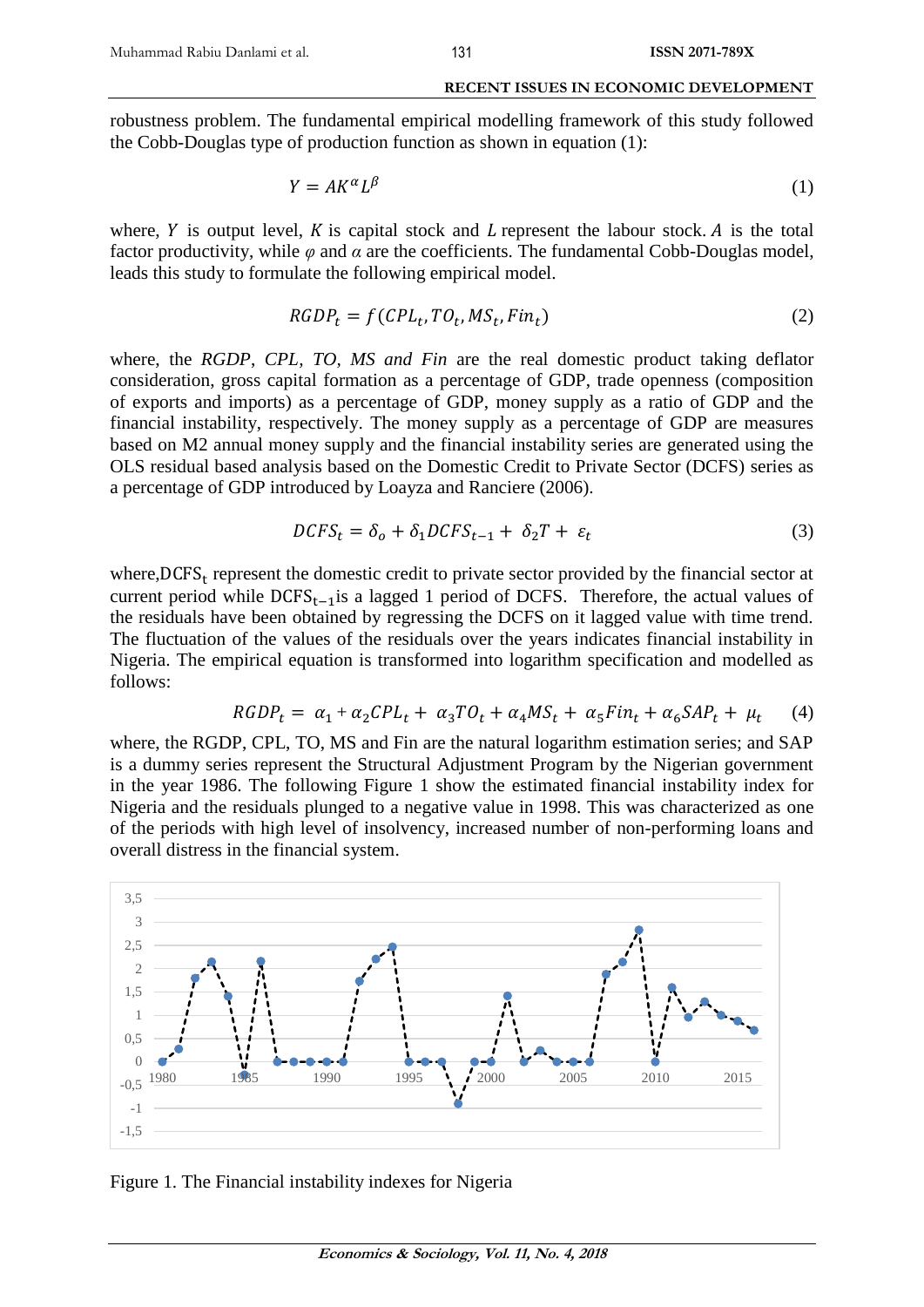robustness problem. The fundamental empirical modelling framework of this study followed the Cobb-Douglas type of production function as shown in equation (1):

$$Y = AK^{\alpha}L^{\beta} \tag{1}$$

where, $Y$ is output level, $K$ is capital stock and $L$ represent the labour stock. $A$ is the total factor productivity, while $\varphi$ and $\alpha$ are the coefficients. The fundamental Cobb-Douglas model, leads this study to formulate the following empirical model.

$$RGDP_t = f(CPL_t, TO_t, MS_t, Fin_t) \tag{2}$$

where, the *RGDP*, *CPL*, *TO*, *MS and Fin* are the real domestic product taking deflator consideration, gross capital formation as a percentage of GDP, trade openness (composition of exports and imports) as a percentage of GDP, money supply as a ratio of GDP and the financial instability, respectively. The money supply as a percentage of GDP are measures based on M2 annual money supply and the financial instability series are generated using the OLS residual based analysis based on the Domestic Credit to Private Sector (DCFS) series as a percentage of GDP introduced by Loayza and Ranciere (2006).

$$DCFS_t = \delta_o + \delta_1 DCFS_{t-1} + \delta_2 T + \varepsilon_t \tag{3}$$

where,$\mathrm{DCFS_t}$ represent the domestic credit to private sector provided by the financial sector at current period while $\mathrm{DCFS_{t-1}}$is a lagged 1 period of DCFS. Therefore, the actual values of the residuals have been obtained by regressing the DCFS on it lagged value with time trend. The fluctuation of the values of the residuals over the years indicates financial instability in Nigeria. The empirical equation is transformed into logarithm specification and modelled as follows:

$$RGDP_t = \alpha_1 + \alpha_2 CPL_t + \alpha_3 TO_t + \alpha_4 MS_t + \alpha_5 Fin_t + \alpha_6 SAP_t + \mu_t \tag{4}$$

where, the RGDP, CPL, TO, MS and Fin are the natural logarithm estimation series; and SAP is a dummy series represent the Structural Adjustment Program by the Nigerian government in the year 1986. The following Figure 1 show the estimated financial instability index for Nigeria and the residuals plunged to a negative value in 1998. This was characterized as one of the periods with high level of insolvency, increased number of non-performing loans and overall distress in the financial system.

Figure 1. The Financial instability indexes for Nigeria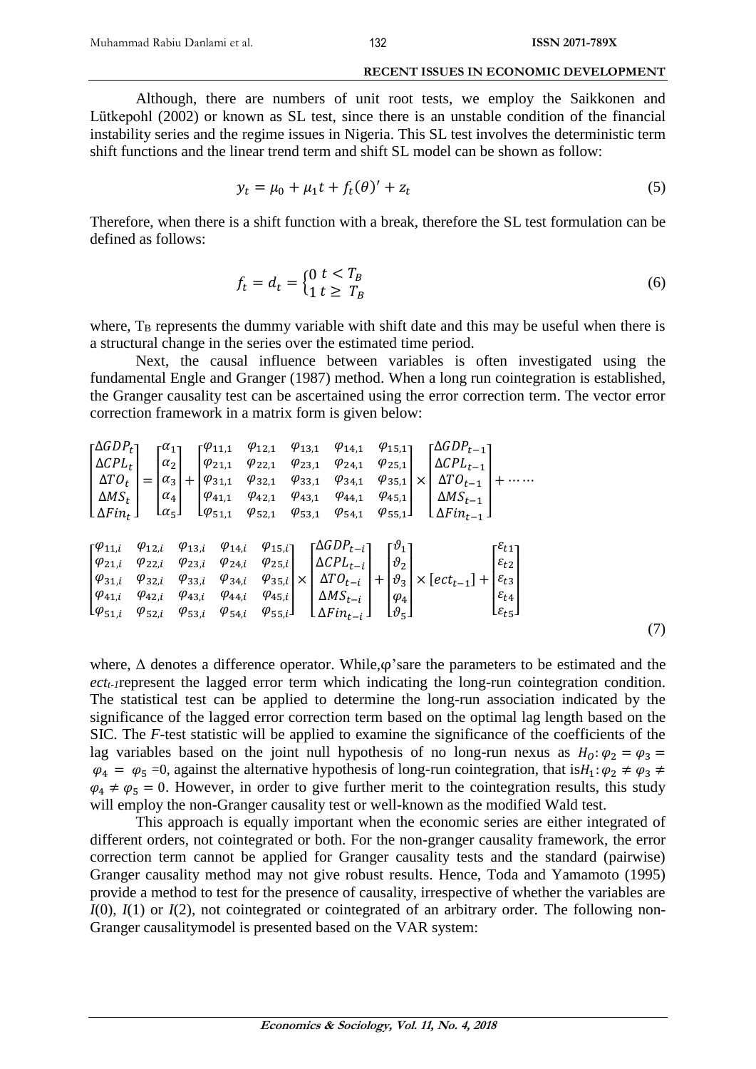Although, there are numbers of unit root tests, we employ the Saikkonen and Lütkepohl (2002) or known as SL test, since there is an unstable condition of the financial instability series and the regime issues in Nigeria. This SL test involves the deterministic term shift functions and the linear trend term and shift SL model can be shown as follow:

$$y_t = \mu_0 + \mu_1 t + f_t(\theta)' + z_t \tag{5}$$

Therefore, when there is a shift function with a break, therefore the SL test formulation can be defined as follows:

$$f_t = d_t = \begin{cases} 0 & t < T_B \\ 1 & t \geq T_B \end{cases} \tag{6}$$

where, $T_B$ represents the dummy variable with shift date and this may be useful when there is a structural change in the series over the estimated time period.

Next, the causal influence between variables is often investigated using the fundamental Engle and Granger (1987) method. When a long run cointegration is established, the Granger causality test can be ascertained using the error correction term. The vector error correction framework in a matrix form is given below:

$$\begin{bmatrix} \Delta GDP_t \\ \Delta CPL_t \\ \Delta TO_t \\ \Delta MS_t \\ \Delta Fin_t \end{bmatrix} = \begin{bmatrix} \alpha_1 \\ \alpha_2 \\ \alpha_3 \\ \alpha_4 \\ \alpha_5 \end{bmatrix} + \begin{bmatrix} \varphi_{11,1} & \varphi_{12,1} & \varphi_{13,1} & \varphi_{14,1} & \varphi_{15,1} \\ \varphi_{21,1} & \varphi_{22,1} & \varphi_{23,1} & \varphi_{24,1} & \varphi_{25,1} \\ \varphi_{31,1} & \varphi_{32,1} & \varphi_{33,1} & \varphi_{34,1} & \varphi_{35,1} \\ \varphi_{41,1} & \varphi_{42,1} & \varphi_{43,1} & \varphi_{44,1} & \varphi_{45,1} \\ \varphi_{51,1} & \varphi_{52,1} & \varphi_{53,1} & \varphi_{54,1} & \varphi_{55,1} \end{bmatrix} \times \begin{bmatrix} \Delta GDP_{t-1} \\ \Delta CPL_{t-1} \\ \Delta TO_{t-1} \\ \Delta MS_{t-1} \\ \Delta Fin_{t-1} \end{bmatrix} + \cdots\cdots$$

$$\begin{bmatrix} \varphi_{11,i} & \varphi_{12,i} & \varphi_{13,i} & \varphi_{14,i} & \varphi_{15,i} \\ \varphi_{21,i} & \varphi_{22,i} & \varphi_{23,i} & \varphi_{24,i} & \varphi_{25,i} \\ \varphi_{31,i} & \varphi_{32,i} & \varphi_{33,i} & \varphi_{34,i} & \varphi_{35,i} \\ \varphi_{41,i} & \varphi_{42,i} & \varphi_{43,i} & \varphi_{44,i} & \varphi_{45,i} \\ \varphi_{51,i} & \varphi_{52,i} & \varphi_{53,i} & \varphi_{54,i} & \varphi_{55,i} \end{bmatrix} \times \begin{bmatrix} \Delta GDP_{t-i} \\ \Delta CPL_{t-i} \\ \Delta TO_{t-i} \\ \Delta MS_{t-i} \\ \Delta Fin_{t-i} \end{bmatrix} + \begin{bmatrix} \vartheta_1 \\ \vartheta_2 \\ \vartheta_3 \\ \varphi_4 \\ \vartheta_5 \end{bmatrix} \times [ect_{t-1}] + \begin{bmatrix} \varepsilon_{t1} \\ \varepsilon_{t2} \\ \varepsilon_{t3} \\ \varepsilon_{t4} \\ \varepsilon_{t5} \end{bmatrix} \tag{7}$$

where, $\Delta$ denotes a difference operator. While, $\varphi$'sare the parameters to be estimated and the $ect_{t-1}$represent the lagged error term which indicating the long-run cointegration condition. The statistical test can be applied to determine the long-run association indicated by the significance of the lagged error correction term based on the optimal lag length based on the SIC. The *F*-test statistic will be applied to examine the significance of the coefficients of the lag variables based on the joint null hypothesis of no long-run nexus as $H_O: \varphi_2 = \varphi_3 = \varphi_4 = \varphi_5 = 0$, against the alternative hypothesis of long-run cointegration, that is$H_1: \varphi_2 \neq \varphi_3 \neq \varphi_4 \neq \varphi_5 = 0$. However, in order to give further merit to the cointegration results, this study will employ the non-Granger causality test or well-known as the modified Wald test.

This approach is equally important when the economic series are either integrated of different orders, not cointegrated or both. For the non-granger causality framework, the error correction term cannot be applied for Granger causality tests and the standard (pairwise) Granger causality method may not give robust results. Hence, Toda and Yamamoto (1995) provide a method to test for the presence of causality, irrespective of whether the variables are *I*(0), *I*(1) or *I*(2), not cointegrated or cointegrated of an arbitrary order. The following non-Granger causalitymodel is presented based on the VAR system: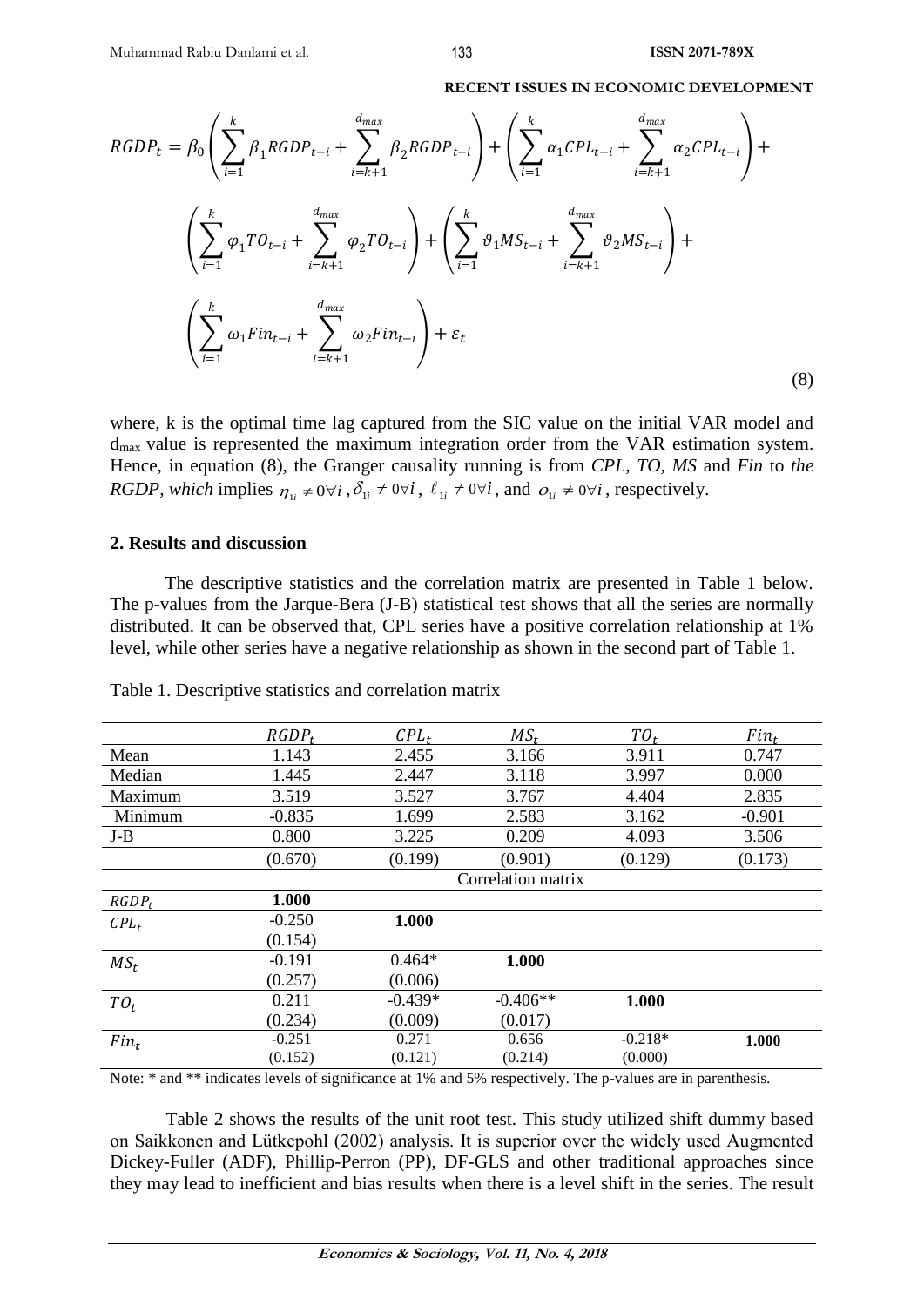$$RGDP_t = \beta_0 \left( \sum_{i=1}^{k} \beta_1 RGDP_{t-i} + \sum_{i=k+1}^{d_{max}} \beta_2 RGDP_{t-i} \right) + \left( \sum_{i=1}^{k} \alpha_1 CPL_{t-i} + \sum_{i=k+1}^{d_{max}} \alpha_2 CPL_{t-i} \right) +$$
$$\left( \sum_{i=1}^{k} \varphi_1 TO_{t-i} + \sum_{i=k+1}^{d_{max}} \varphi_2 TO_{t-i} \right) + \left( \sum_{i=1}^{k} \vartheta_1 MS_{t-i} + \sum_{i=k+1}^{d_{max}} \vartheta_2 MS_{t-i} \right) +$$
$$\left( \sum_{i=1}^{k} \omega_1 Fin_{t-i} + \sum_{i=k+1}^{d_{max}} \omega_2 Fin_{t-i} \right) + \varepsilon_t \tag{8}$$

where, k is the optimal time lag captured from the SIC value on the initial VAR model and $d_{max}$ value is represented the maximum integration order from the VAR estimation system. Hence, in equation (8), the Granger causality running is from *CPL, TO, MS* and *Fin* to *the RGDP, which* implies $\eta_{1i} \neq 0 \forall i$, $\delta_{1i} \neq 0 \forall i$, $\ell_{1i} \neq 0 \forall i$, and $o_{1i} \neq 0 \forall i$, respectively.

## 2. Results and discussion

The descriptive statistics and the correlation matrix are presented in Table 1 below. The p-values from the Jarque-Bera (J-B) statistical test shows that all the series are normally distributed. It can be observed that, CPL series have a positive correlation relationship at 1% level, while other series have a negative relationship as shown in the second part of Table 1.

Table 1. Descriptive statistics and correlation matrix

| | $RGDP_t$ | $CPL_t$ | $MS_t$ | $TO_t$ | $Fin_t$ |
|---|---|---|---|---|---|
| Mean | 1.143 | 2.455 | 3.166 | 3.911 | 0.747 |
| Median | 1.445 | 2.447 | 3.118 | 3.997 | 0.000 |
| Maximum | 3.519 | 3.527 | 3.767 | 4.404 | 2.835 |
| Minimum | -0.835 | 1.699 | 2.583 | 3.162 | -0.901 |
| J-B | 0.800 | 3.225 | 0.209 | 4.093 | 3.506 |
| | (0.670) | (0.199) | (0.901) | (0.129) | (0.173) |
| | | | Correlation matrix | | |
| $RGDP_t$ | **1.000** | | | | |
| $CPL_t$ | -0.250 | **1.000** | | | |
| | (0.154) | | | | |
| $MS_t$ | -0.191 | 0.464* | **1.000** | | |
| | (0.257) | (0.006) | | | |
| $TO_t$ | 0.211 | -0.439* | -0.406** | **1.000** | |
| | (0.234) | (0.009) | (0.017) | | |
| $Fin_t$ | -0.251 | 0.271 | 0.656 | -0.218* | **1.000** |
| | (0.152) | (0.121) | (0.214) | (0.000) | |

Note: * and ** indicates levels of significance at 1% and 5% respectively. The p-values are in parenthesis.

Table 2 shows the results of the unit root test. This study utilized shift dummy based on Saikkonen and Lütkepohl (2002) analysis. It is superior over the widely used Augmented Dickey-Fuller (ADF), Phillip-Perron (PP), DF-GLS and other traditional approaches since they may lead to inefficient and bias results when there is a level shift in the series. The result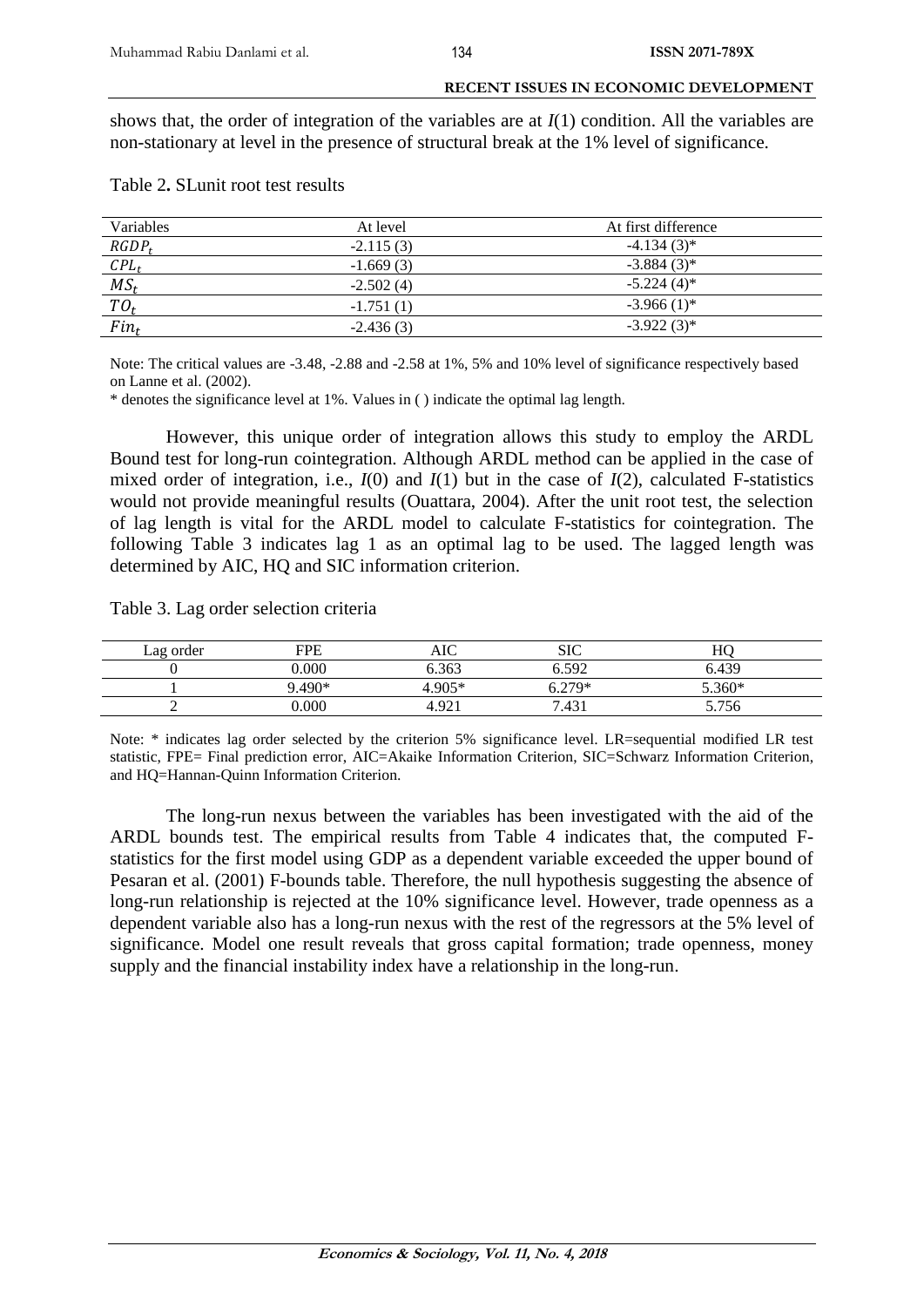shows that, the order of integration of the variables are at $I(1)$ condition. All the variables are non-stationary at level in the presence of structural break at the 1% level of significance.

Table 2. SLunit root test results

| Variables | At level | At first difference |
|---|---|---|
| $RGDP_t$ | -2.115 (3) | -4.134 (3)* |
| $CPL_t$ | -1.669 (3) | -3.884 (3)* |
| $MS_t$ | -2.502 (4) | -5.224 (4)* |
| $TO_t$ | -1.751 (1) | -3.966 (1)* |
| $Fin_t$ | -2.436 (3) | -3.922 (3)* |

Note: The critical values are -3.48, -2.88 and -2.58 at 1%, 5% and 10% level of significance respectively based on Lanne et al. (2002).
* denotes the significance level at 1%. Values in ( ) indicate the optimal lag length.

However, this unique order of integration allows this study to employ the ARDL Bound test for long-run cointegration. Although ARDL method can be applied in the case of mixed order of integration, i.e., $I(0)$ and $I(1)$ but in the case of $I(2)$, calculated F-statistics would not provide meaningful results (Ouattara, 2004). After the unit root test, the selection of lag length is vital for the ARDL model to calculate F-statistics for cointegration. The following Table 3 indicates lag 1 as an optimal lag to be used. The lagged length was determined by AIC, HQ and SIC information criterion.

Table 3. Lag order selection criteria

| Lag order | FPE | AIC | SIC | HQ |
|---|---|---|---|---|
| 0 | 0.000 | 6.363 | 6.592 | 6.439 |
| 1 | 9.490* | 4.905* | 6.279* | 5.360* |
| 2 | 0.000 | 4.921 | 7.431 | 5.756 |

Note: * indicates lag order selected by the criterion 5% significance level. LR=sequential modified LR test statistic, FPE= Final prediction error, AIC=Akaike Information Criterion, SIC=Schwarz Information Criterion, and HQ=Hannan-Quinn Information Criterion.

The long-run nexus between the variables has been investigated with the aid of the ARDL bounds test. The empirical results from Table 4 indicates that, the computed F-statistics for the first model using GDP as a dependent variable exceeded the upper bound of Pesaran et al. (2001) F-bounds table. Therefore, the null hypothesis suggesting the absence of long-run relationship is rejected at the 10% significance level. However, trade openness as a dependent variable also has a long-run nexus with the rest of the regressors at the 5% level of significance. Model one result reveals that gross capital formation; trade openness, money supply and the financial instability index have a relationship in the long-run.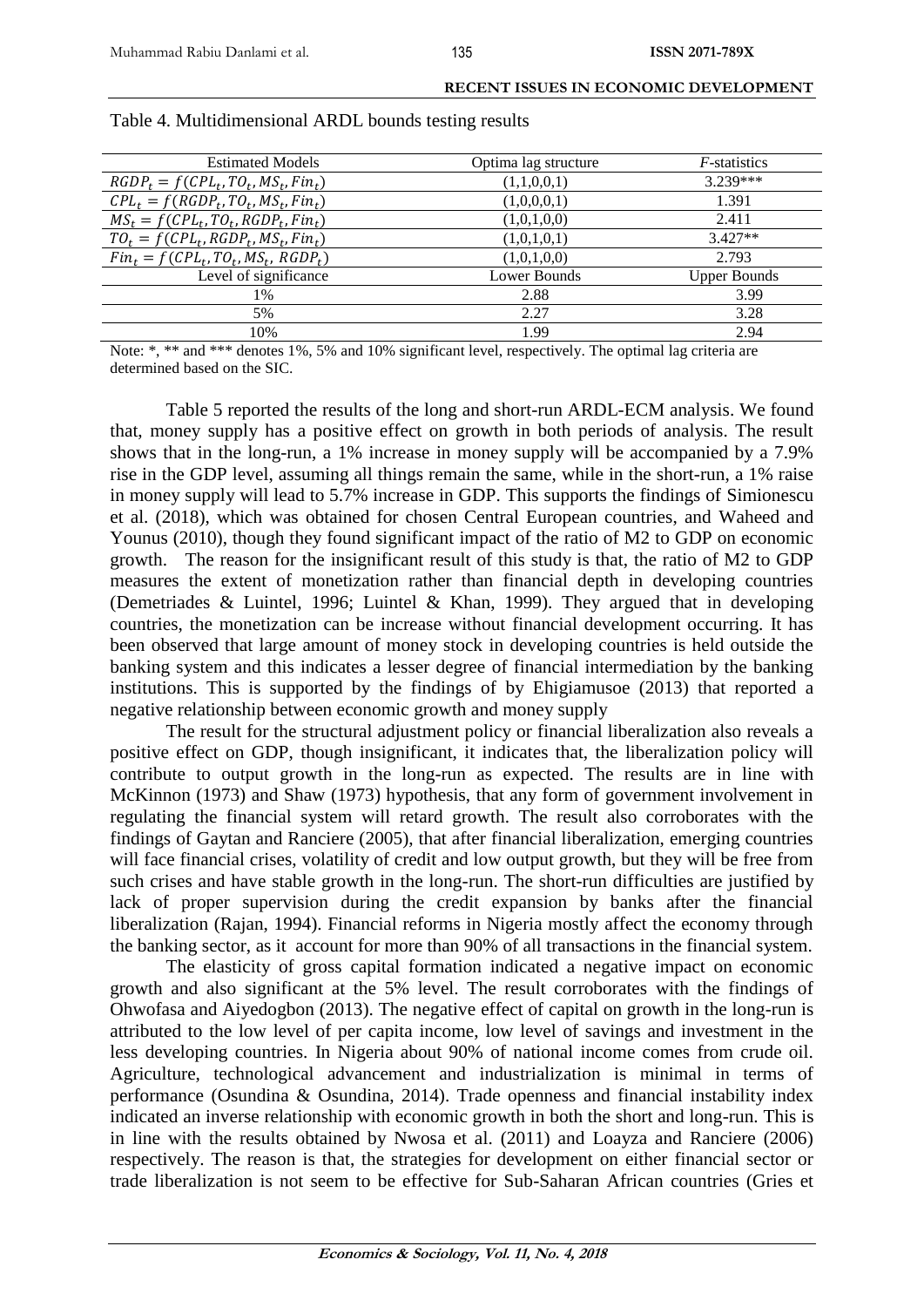Table 4. Multidimensional ARDL bounds testing results

| Estimated Models | Optima lag structure | *F*-statistics |
|---|---|---|
| $RGDP_t = f(CPL_t, TO_t, MS_t, Fin_t)$ | (1,1,0,0,1) | 3.239*** |
| $CPL_t = f(RGDP_t, TO_t, MS_t, Fin_t)$ | (1,0,0,0,1) | 1.391 |
| $MS_t = f(CPL_t, TO_t, RGDP_t, Fin_t)$ | (1,0,1,0,0) | 2.411 |
| $TO_t = f(CPL_t, RGDP_t, MS_t, Fin_t)$ | (1,0,1,0,1) | 3.427** |
| $Fin_t = f(CPL_t, TO_t, MS_t, RGDP_t)$ | (1,0,1,0,0) | 2.793 |
| Level of significance | Lower Bounds | Upper Bounds |
| 1% | 2.88 | 3.99 |
| 5% | 2.27 | 3.28 |
| 10% | 1.99 | 2.94 |

Note: *, ** and *** denotes 1%, 5% and 10% significant level, respectively. The optimal lag criteria are determined based on the SIC.

Table 5 reported the results of the long and short-run ARDL-ECM analysis. We found that, money supply has a positive effect on growth in both periods of analysis. The result shows that in the long-run, a 1% increase in money supply will be accompanied by a 7.9% rise in the GDP level, assuming all things remain the same, while in the short-run, a 1% raise in money supply will lead to 5.7% increase in GDP. This supports the findings of Simionescu et al. (2018), which was obtained for chosen Central European countries, and Waheed and Younus (2010), though they found significant impact of the ratio of M2 to GDP on economic growth. The reason for the insignificant result of this study is that, the ratio of M2 to GDP measures the extent of monetization rather than financial depth in developing countries (Demetriades & Luintel, 1996; Luintel & Khan, 1999). They argued that in developing countries, the monetization can be increase without financial development occurring. It has been observed that large amount of money stock in developing countries is held outside the banking system and this indicates a lesser degree of financial intermediation by the banking institutions. This is supported by the findings of by Ehigiamusoe (2013) that reported a negative relationship between economic growth and money supply

The result for the structural adjustment policy or financial liberalization also reveals a positive effect on GDP, though insignificant, it indicates that, the liberalization policy will contribute to output growth in the long-run as expected. The results are in line with McKinnon (1973) and Shaw (1973) hypothesis, that any form of government involvement in regulating the financial system will retard growth. The result also corroborates with the findings of Gaytan and Ranciere (2005), that after financial liberalization, emerging countries will face financial crises, volatility of credit and low output growth, but they will be free from such crises and have stable growth in the long-run. The short-run difficulties are justified by lack of proper supervision during the credit expansion by banks after the financial liberalization (Rajan, 1994). Financial reforms in Nigeria mostly affect the economy through the banking sector, as it account for more than 90% of all transactions in the financial system.

The elasticity of gross capital formation indicated a negative impact on economic growth and also significant at the 5% level. The result corroborates with the findings of Ohwofasa and Aiyedogbon (2013). The negative effect of capital on growth in the long-run is attributed to the low level of per capita income, low level of savings and investment in the less developing countries. In Nigeria about 90% of national income comes from crude oil. Agriculture, technological advancement and industrialization is minimal in terms of performance (Osundina & Osundina, 2014). Trade openness and financial instability index indicated an inverse relationship with economic growth in both the short and long-run. This is in line with the results obtained by Nwosa et al. (2011) and Loayza and Ranciere (2006) respectively. The reason is that, the strategies for development on either financial sector or trade liberalization is not seem to be effective for Sub-Saharan African countries (Gries et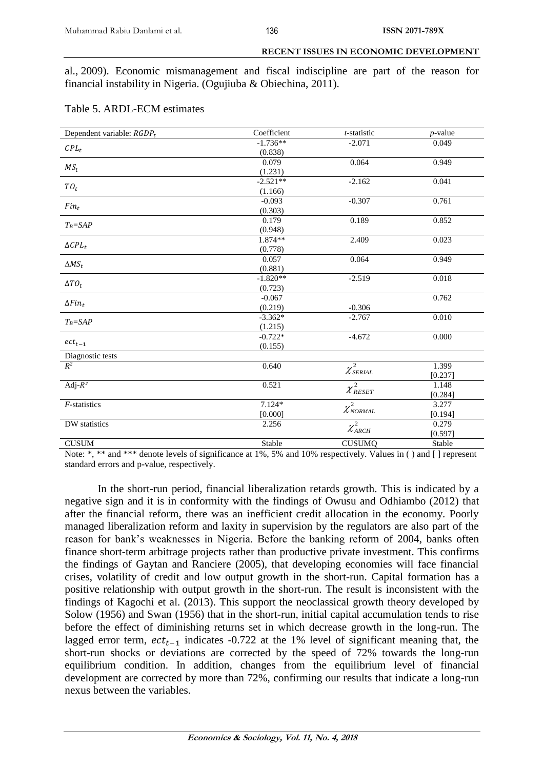al., 2009). Economic mismanagement and fiscal indiscipline are part of the reason for financial instability in Nigeria. (Ogujiuba & Obiechina, 2011).

Table 5. ARDL-ECM estimates

| Dependent variable: $RGDP_t$ | Coefficient | *t*-statistic | *p*-value |
|---|---|---|---|
| $CPL_t$ | -1.736** (0.838) | -2.071 | 0.049 |
| $MS_t$ | 0.079 (1.231) | 0.064 | 0.949 |
| $TO_t$ | -2.521** (1.166) | -2.162 | 0.041 |
| $Fin_t$ | -0.093 (0.303) | -0.307 | 0.761 |
| $T_B$=SAP | 0.179 (0.948) | 0.189 | 0.852 |
| $\Delta CPL_t$ | 1.874** (0.778) | 2.409 | 0.023 |
| $\Delta MS_t$ | 0.057 (0.881) | 0.064 | 0.949 |
| $\Delta TO_t$ | -1.820** (0.723) | -2.519 | 0.018 |
| $\Delta Fin_t$ | -0.067 (0.219) | -0.306 | 0.762 |
| $T_B$=SAP | -3.362* (1.215) | -2.767 | 0.010 |
| $ect_{t-1}$ | -0.722* (0.155) | -4.672 | 0.000 |
| Diagnostic tests | | | |
| $R^2$ | 0.640 | $\chi^2_{SERIAL}$ | 1.399 [0.237] |
| Adj-$R^2$ | 0.521 | $\chi^2_{RESET}$ | 1.148 [0.284] |
| *F*-statistics | 7.124* [0.000] | $\chi^2_{NORMAL}$ | 3.277 [0.194] |
| DW statistics | 2.256 | $\chi^2_{ARCH}$ | 0.279 [0.597] |
| CUSUM | Stable | CUSUMQ | Stable |

Note: *, ** and *** denote levels of significance at 1%, 5% and 10% respectively. Values in ( ) and [ ] represent standard errors and p-value, respectively.

In the short-run period, financial liberalization retards growth. This is indicated by a negative sign and it is in conformity with the findings of Owusu and Odhiambo (2012) that after the financial reform, there was an inefficient credit allocation in the economy. Poorly managed liberalization reform and laxity in supervision by the regulators are also part of the reason for bank's weaknesses in Nigeria. Before the banking reform of 2004, banks often finance short-term arbitrage projects rather than productive private investment. This confirms the findings of Gaytan and Ranciere (2005), that developing economies will face financial crises, volatility of credit and low output growth in the short-run. Capital formation has a positive relationship with output growth in the short-run. The result is inconsistent with the findings of Kagochi et al. (2013). This support the neoclassical growth theory developed by Solow (1956) and Swan (1956) that in the short-run, initial capital accumulation tends to rise before the effect of diminishing returns set in which decrease growth in the long-run. The lagged error term, $ect_{t-1}$ indicates -0.722 at the 1% level of significant meaning that, the short-run shocks or deviations are corrected by the speed of 72% towards the long-run equilibrium condition. In addition, changes from the equilibrium level of financial development are corrected by more than 72%, confirming our results that indicate a long-run nexus between the variables.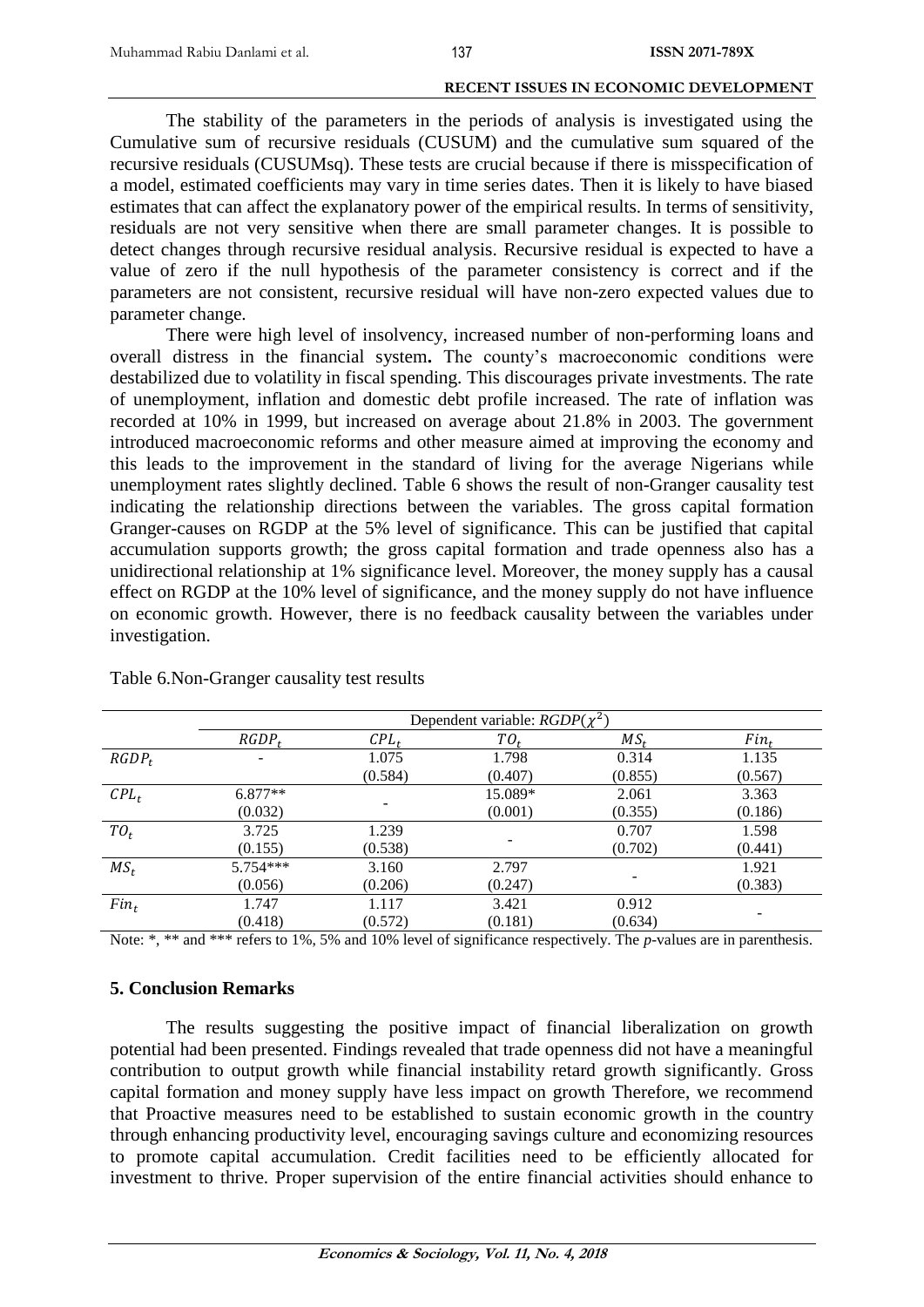The stability of the parameters in the periods of analysis is investigated using the Cumulative sum of recursive residuals (CUSUM) and the cumulative sum squared of the recursive residuals (CUSUMsq). These tests are crucial because if there is misspecification of a model, estimated coefficients may vary in time series dates. Then it is likely to have biased estimates that can affect the explanatory power of the empirical results. In terms of sensitivity, residuals are not very sensitive when there are small parameter changes. It is possible to detect changes through recursive residual analysis. Recursive residual is expected to have a value of zero if the null hypothesis of the parameter consistency is correct and if the parameters are not consistent, recursive residual will have non-zero expected values due to parameter change.

There were high level of insolvency, increased number of non-performing loans and overall distress in the financial system**.** The county's macroeconomic conditions were destabilized due to volatility in fiscal spending. This discourages private investments. The rate of unemployment, inflation and domestic debt profile increased. The rate of inflation was recorded at 10% in 1999, but increased on average about 21.8% in 2003. The government introduced macroeconomic reforms and other measure aimed at improving the economy and this leads to the improvement in the standard of living for the average Nigerians while unemployment rates slightly declined. Table 6 shows the result of non-Granger causality test indicating the relationship directions between the variables. The gross capital formation Granger-causes on RGDP at the 5% level of significance. This can be justified that capital accumulation supports growth; the gross capital formation and trade openness also has a unidirectional relationship at 1% significance level. Moreover, the money supply has a causal effect on RGDP at the 10% level of significance, and the money supply do not have influence on economic growth. However, there is no feedback causality between the variables under investigation.

Table 6.Non-Granger causality test results

| | Dependent variable: $RGDP(\chi^2)$ | | | | |
|---|---|---|---|---|---|
| | $RGDP_t$ | $CPL_t$ | $TO_t$ | $MS_t$ | $Fin_t$ |
| $RGDP_t$ | - | 1.075<br>(0.584) | 1.798<br>(0.407) | 0.314<br>(0.855) | 1.135<br>(0.567) |
| $CPL_t$ | 6.877**<br>(0.032) | - | 15.089*<br>(0.001) | 2.061<br>(0.355) | 3.363<br>(0.186) |
| $TO_t$ | 3.725<br>(0.155) | 1.239<br>(0.538) | - | 0.707<br>(0.702) | 1.598<br>(0.441) |
| $MS_t$ | 5.754***<br>(0.056) | 3.160<br>(0.206) | 2.797<br>(0.247) | - | 1.921<br>(0.383) |
| $Fin_t$ | 1.747<br>(0.418) | 1.117<br>(0.572) | 3.421<br>(0.181) | 0.912<br>(0.634) | - |

Note: *, ** and *** refers to 1%, 5% and 10% level of significance respectively. The *p*-values are in parenthesis.

## 5. Conclusion Remarks

The results suggesting the positive impact of financial liberalization on growth potential had been presented. Findings revealed that trade openness did not have a meaningful contribution to output growth while financial instability retard growth significantly. Gross capital formation and money supply have less impact on growth Therefore, we recommend that Proactive measures need to be established to sustain economic growth in the country through enhancing productivity level, encouraging savings culture and economizing resources to promote capital accumulation. Credit facilities need to be efficiently allocated for investment to thrive. Proper supervision of the entire financial activities should enhance to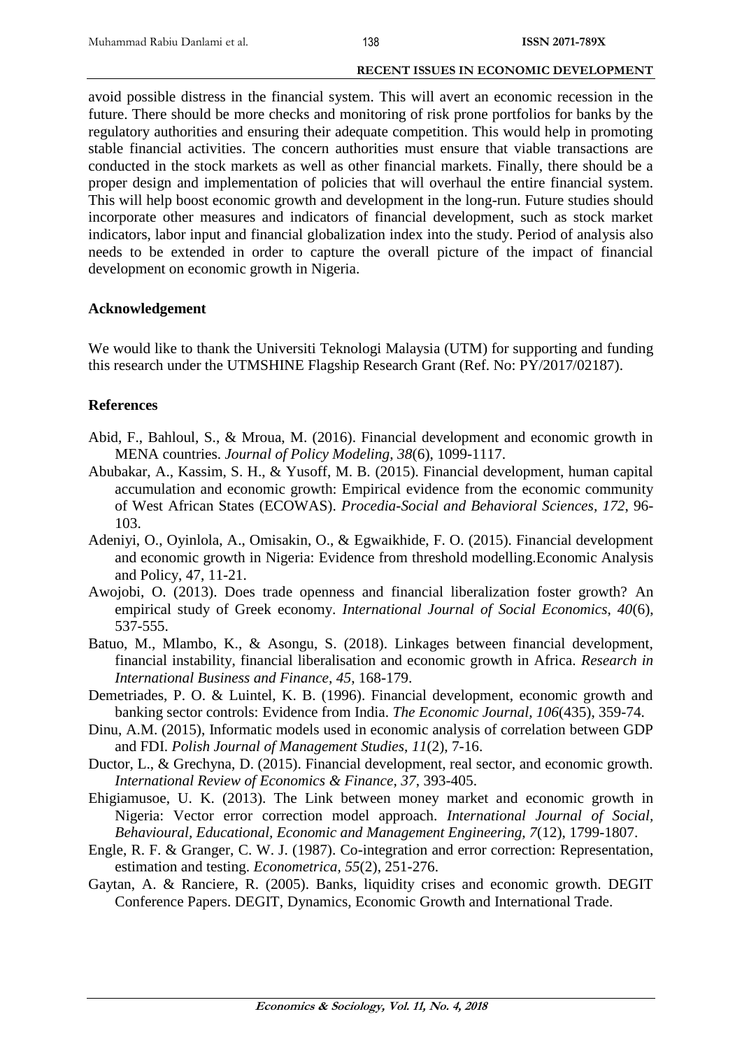avoid possible distress in the financial system. This will avert an economic recession in the future. There should be more checks and monitoring of risk prone portfolios for banks by the regulatory authorities and ensuring their adequate competition. This would help in promoting stable financial activities. The concern authorities must ensure that viable transactions are conducted in the stock markets as well as other financial markets. Finally, there should be a proper design and implementation of policies that will overhaul the entire financial system. This will help boost economic growth and development in the long-run. Future studies should incorporate other measures and indicators of financial development, such as stock market indicators, labor input and financial globalization index into the study. Period of analysis also needs to be extended in order to capture the overall picture of the impact of financial development on economic growth in Nigeria.

## Acknowledgement

We would like to thank the Universiti Teknologi Malaysia (UTM) for supporting and funding this research under the UTMSHINE Flagship Research Grant (Ref. No: PY/2017/02187).

## References

Abid, F., Bahloul, S., & Mroua, M. (2016). Financial development and economic growth in MENA countries. *Journal of Policy Modeling, 38*(6), 1099-1117.

Abubakar, A., Kassim, S. H., & Yusoff, M. B. (2015). Financial development, human capital accumulation and economic growth: Empirical evidence from the economic community of West African States (ECOWAS). *Procedia-Social and Behavioral Sciences, 172*, 96-103.

Adeniyi, O., Oyinlola, A., Omisakin, O., & Egwaikhide, F. O. (2015). Financial development and economic growth in Nigeria: Evidence from threshold modelling.Economic Analysis and Policy, 47, 11-21.

Awojobi, O. (2013). Does trade openness and financial liberalization foster growth? An empirical study of Greek economy. *International Journal of Social Economics, 40*(6), 537-555.

Batuo, M., Mlambo, K., & Asongu, S. (2018). Linkages between financial development, financial instability, financial liberalisation and economic growth in Africa. *Research in International Business and Finance, 45*, 168-179.

Demetriades, P. O. & Luintel, K. B. (1996). Financial development, economic growth and banking sector controls: Evidence from India. *The Economic Journal, 106*(435), 359-74.

Dinu, A.M. (2015), Informatic models used in economic analysis of correlation between GDP and FDI. *Polish Journal of Management Studies, 11*(2), 7-16.

Ductor, L., & Grechyna, D. (2015). Financial development, real sector, and economic growth. *International Review of Economics & Finance, 37*, 393-405.

Ehigiamusoe, U. K. (2013). The Link between money market and economic growth in Nigeria: Vector error correction model approach. *International Journal of Social, Behavioural, Educational, Economic and Management Engineering, 7*(12), 1799-1807.

Engle, R. F. & Granger, C. W. J. (1987). Co-integration and error correction: Representation, estimation and testing. *Econometrica, 55*(2), 251-276.

Gaytan, A. & Ranciere, R. (2005). Banks, liquidity crises and economic growth. DEGIT Conference Papers. DEGIT, Dynamics, Economic Growth and International Trade.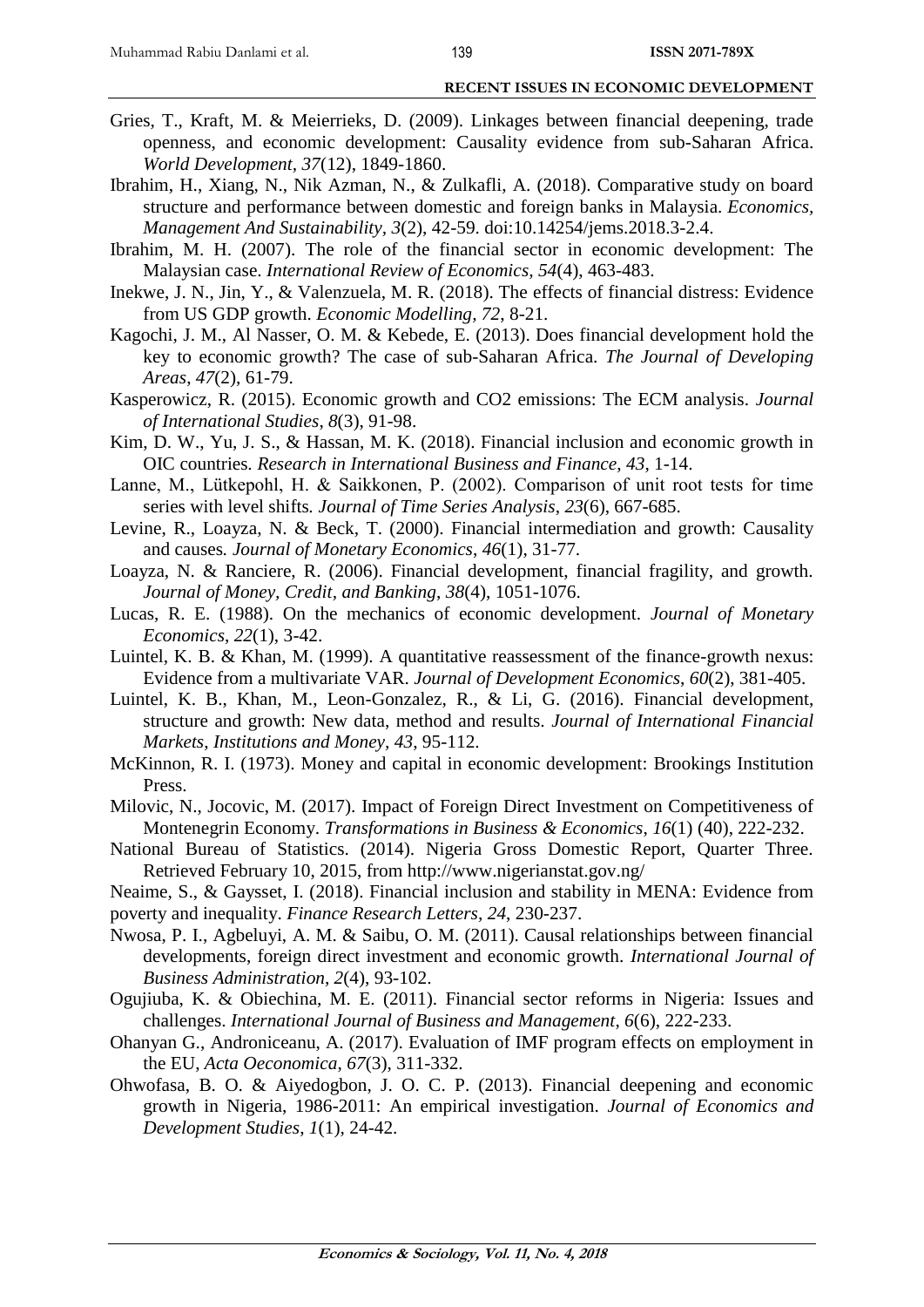Gries, T., Kraft, M. & Meierrieks, D. (2009). Linkages between financial deepening, trade openness, and economic development: Causality evidence from sub-Saharan Africa. *World Development*, *37*(12), 1849-1860.

Ibrahim, H., Xiang, N., Nik Azman, N., & Zulkafli, A. (2018). Comparative study on board structure and performance between domestic and foreign banks in Malaysia. *Economics, Management And Sustainability*, *3*(2), 42-59. doi:10.14254/jems.2018.3-2.4.

Ibrahim, M. H. (2007). The role of the financial sector in economic development: The Malaysian case. *International Review of Economics, 54*(4), 463-483.

Inekwe, J. N., Jin, Y., & Valenzuela, M. R. (2018). The effects of financial distress: Evidence from US GDP growth. *Economic Modelling*, *72*, 8-21.

Kagochi, J. M., Al Nasser, O. M. & Kebede, E. (2013). Does financial development hold the key to economic growth? The case of sub-Saharan Africa. *The Journal of Developing Areas*, *47*(2), 61-79.

Kasperowicz, R. (2015). Economic growth and CO2 emissions: The ECM analysis. *Journal of International Studies*, *8*(3), 91-98.

Kim, D. W., Yu, J. S., & Hassan, M. K. (2018). Financial inclusion and economic growth in OIC countries. *Research in International Business and Finance*, *43*, 1-14.

Lanne, M., Lütkepohl, H. & Saikkonen, P. (2002). Comparison of unit root tests for time series with level shifts*. Journal of Time Series Analysis*, *23*(6), 667-685.

Levine, R., Loayza, N. & Beck, T. (2000). Financial intermediation and growth: Causality and causes*. Journal of Monetary Economics*, *46*(1), 31-77.

Loayza, N. & Ranciere, R. (2006). Financial development, financial fragility, and growth. *Journal of Money, Credit, and Banking*, *38*(4), 1051-1076.

Lucas, R. E. (1988). On the mechanics of economic development. *Journal of Monetary Economics*, *22*(1), 3-42.

Luintel, K. B. & Khan, M. (1999). A quantitative reassessment of the finance-growth nexus: Evidence from a multivariate VAR. *Journal of Development Economics*, *60*(2), 381-405.

Luintel, K. B., Khan, M., Leon-Gonzalez, R., & Li, G. (2016). Financial development, structure and growth: New data, method and results. *Journal of International Financial Markets*, *Institutions and Money*, *43*, 95-112.

McKinnon, R. I. (1973). Money and capital in economic development: Brookings Institution Press.

Milovic, N., Jocovic, M. (2017). Impact of Foreign Direct Investment on Competitiveness of Montenegrin Economy. *Transformations in Business & Economics*, *16*(1) (40), 222-232.

National Bureau of Statistics. (2014). Nigeria Gross Domestic Report, Quarter Three. Retrieved February 10, 2015, from http://www.nigerianstat.gov.ng/

Neaime, S., & Gaysset, I. (2018). Financial inclusion and stability in MENA: Evidence from poverty and inequality. *Finance Research Letters*, *24*, 230-237.

Nwosa, P. I., Agbeluyi, A. M. & Saibu, O. M. (2011). Causal relationships between financial developments, foreign direct investment and economic growth. *International Journal of Business Administration*, *2*(4), 93-102.

Ogujiuba, K. & Obiechina, M. E. (2011). Financial sector reforms in Nigeria: Issues and challenges. *International Journal of Business and Management*, *6*(6), 222-233.

Ohanyan G., Androniceanu, A. (2017). Evaluation of IMF program effects on employment in the EU, *Acta Oeconomica*, *67*(3), 311-332.

Ohwofasa, B. O. & Aiyedogbon, J. O. C. P. (2013). Financial deepening and economic growth in Nigeria, 1986-2011: An empirical investigation. *Journal of Economics and Development Studies*, *1*(1), 24-42.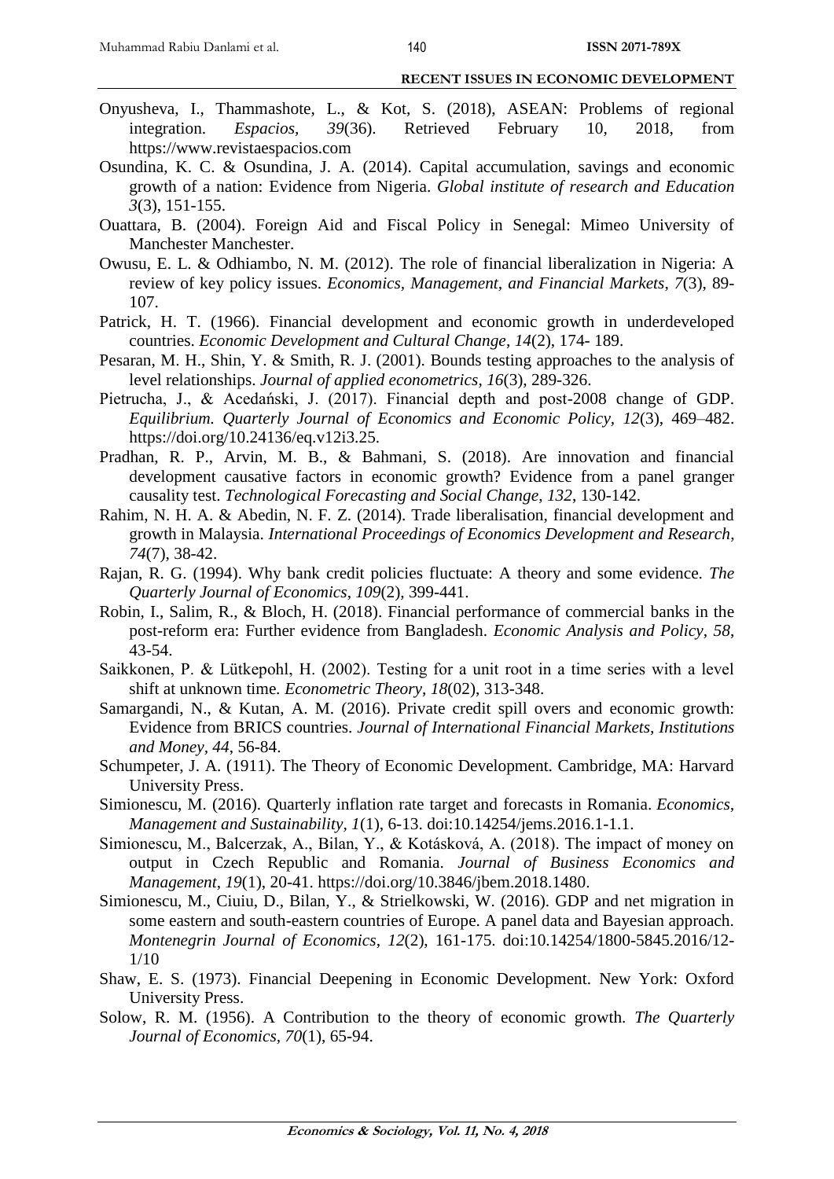Onyusheva, I., Thammashote, L., & Kot, S. (2018), ASEAN: Problems of regional integration. *Espacios, 39*(36). Retrieved February 10, 2018, from https://www.revistaespacios.com

Osundina, K. C. & Osundina, J. A. (2014). Capital accumulation, savings and economic growth of a nation: Evidence from Nigeria. *Global institute of research and Education 3*(3), 151-155.

Ouattara, B. (2004). Foreign Aid and Fiscal Policy in Senegal: Mimeo University of Manchester Manchester.

Owusu, E. L. & Odhiambo, N. M. (2012). The role of financial liberalization in Nigeria: A review of key policy issues. *Economics, Management, and Financial Markets*, *7*(3), 89-107.

Patrick, H. T. (1966). Financial development and economic growth in underdeveloped countries. *Economic Development and Cultural Change*, *14*(2), 174- 189.

Pesaran, M. H., Shin, Y. & Smith, R. J. (2001). Bounds testing approaches to the analysis of level relationships. *Journal of applied econometrics*, *16*(3), 289-326.

Pietrucha, J., & Acedański, J. (2017). Financial depth and post-2008 change of GDP. *Equilibrium. Quarterly Journal of Economics and Economic Policy, 12*(3), 469–482. https://doi.org/10.24136/eq.v12i3.25.

Pradhan, R. P., Arvin, M. B., & Bahmani, S. (2018). Are innovation and financial development causative factors in economic growth? Evidence from a panel granger causality test. *Technological Forecasting and Social Change*, *132*, 130-142.

Rahim, N. H. A. & Abedin, N. F. Z. (2014). Trade liberalisation, financial development and growth in Malaysia. *International Proceedings of Economics Development and Research*, *74*(7), 38-42.

Rajan, R. G. (1994). Why bank credit policies fluctuate: A theory and some evidence. *The Quarterly Journal of Economics*, *109*(2), 399-441.

Robin, I., Salim, R., & Bloch, H. (2018). Financial performance of commercial banks in the post-reform era: Further evidence from Bangladesh. *Economic Analysis and Policy*, *58*, 43-54.

Saikkonen, P. & Lütkepohl, H. (2002). Testing for a unit root in a time series with a level shift at unknown time. *Econometric Theory*, *18*(02), 313-348.

Samargandi, N., & Kutan, A. M. (2016). Private credit spill overs and economic growth: Evidence from BRICS countries. *Journal of International Financial Markets, Institutions and Money*, *44*, 56-84.

Schumpeter, J. A. (1911). The Theory of Economic Development. Cambridge, MA: Harvard University Press.

Simionescu, M. (2016). Quarterly inflation rate target and forecasts in Romania. *Economics, Management and Sustainability, 1*(1), 6-13. doi:10.14254/jems.2016.1-1.1.

Simionescu, M., Balcerzak, A., Bilan, Y., & Kotásková, A. (2018). The impact of money on output in Czech Republic and Romania. *Journal of Business Economics and Management*, *19*(1), 20-41. https://doi.org/10.3846/jbem.2018.1480.

Simionescu, M., Ciuiu, D., Bilan, Y., & Strielkowski, W. (2016). GDP and net migration in some eastern and south-eastern countries of Europe. A panel data and Bayesian approach. *Montenegrin Journal of Economics*, *12*(2), 161-175. doi:10.14254/1800-5845.2016/12-1/10

Shaw, E. S. (1973). Financial Deepening in Economic Development. New York: Oxford University Press.

Solow, R. M. (1956). A Contribution to the theory of economic growth. *The Quarterly Journal of Economics*, *70*(1), 65-94.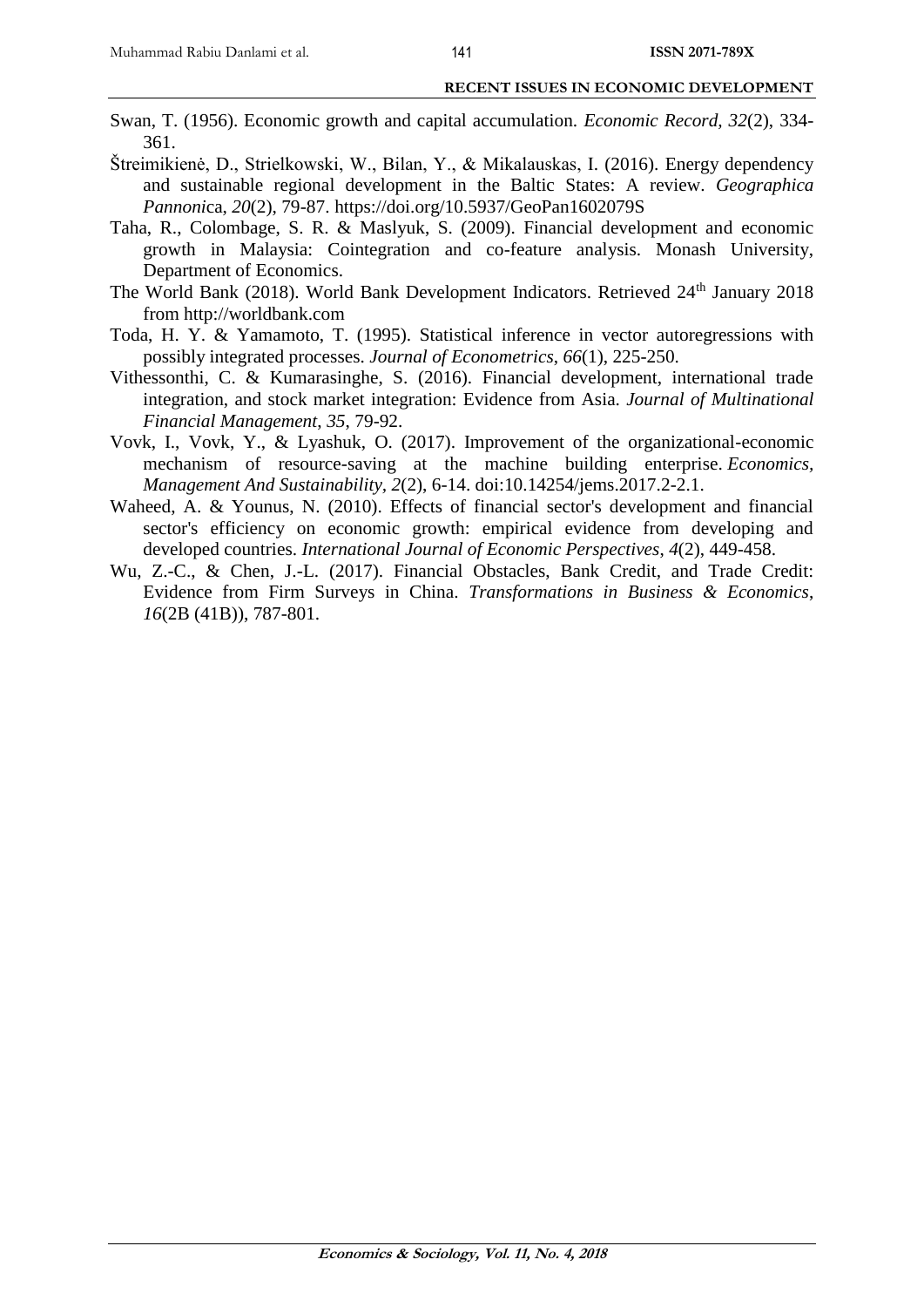Swan, T. (1956). Economic growth and capital accumulation. *Economic Record, 32*(2), 334-361.

Štreimikienė, D., Strielkowski, W., Bilan, Y., & Mikalauskas, I. (2016). Energy dependency and sustainable regional development in the Baltic States: A review. *Geographica Pannonic*a, *20*(2), 79-87. https://doi.org/10.5937/GeoPan1602079S

Taha, R., Colombage, S. R. & Maslyuk, S. (2009). Financial development and economic growth in Malaysia: Cointegration and co-feature analysis. Monash University, Department of Economics.

The World Bank (2018). World Bank Development Indicators. Retrieved 24th January 2018 from http://worldbank.com

Toda, H. Y. & Yamamoto, T. (1995). Statistical inference in vector autoregressions with possibly integrated processes. *Journal of Econometrics, 66*(1), 225-250.

Vithessonthi, C. & Kumarasinghe, S. (2016). Financial development, international trade integration, and stock market integration: Evidence from Asia. *Journal of Multinational Financial Management*, *35*, 79-92.

Vovk, I., Vovk, Y., & Lyashuk, O. (2017). Improvement of the organizational-economic mechanism of resource-saving at the machine building enterprise. *Economics, Management And Sustainability, 2*(2), 6-14. doi:10.14254/jems.2017.2-2.1.

Waheed, A. & Younus, N. (2010). Effects of financial sector's development and financial sector's efficiency on economic growth: empirical evidence from developing and developed countries. *International Journal of Economic Perspectives*, *4*(2), 449-458.

Wu, Z.-C., & Chen, J.-L. (2017). Financial Obstacles, Bank Credit, and Trade Credit: Evidence from Firm Surveys in China. *Transformations in Business & Economics*, *16*(2B (41B)), 787-801.